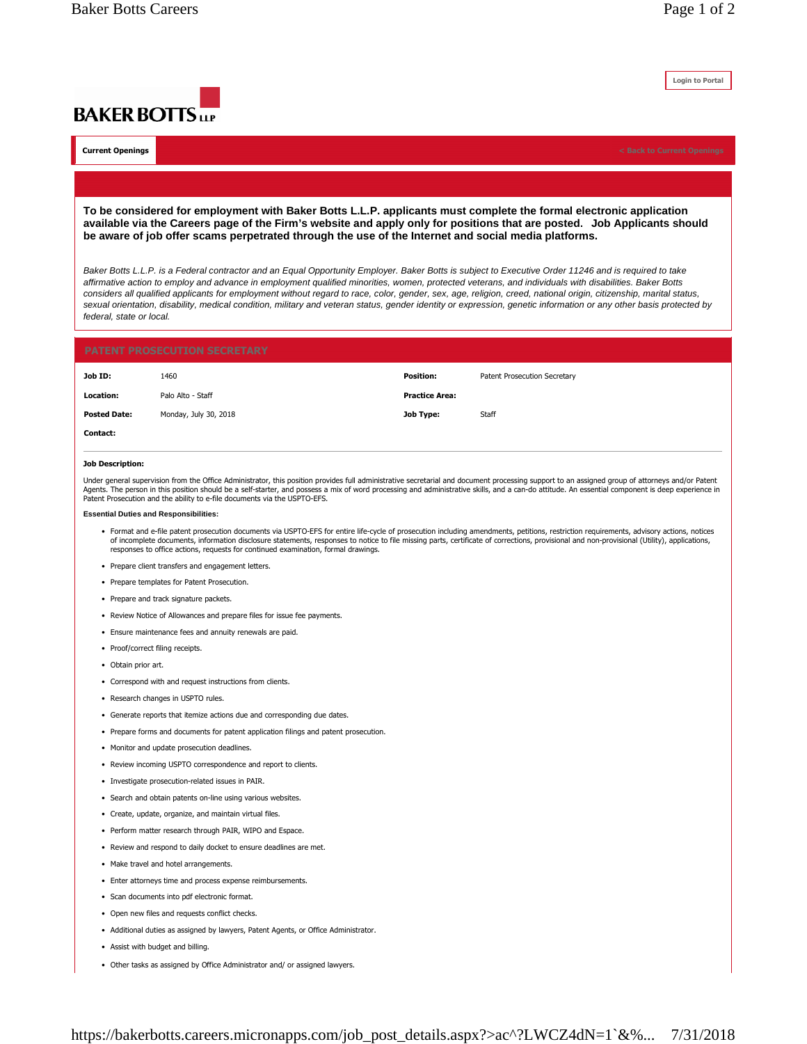BAKER BOTTS LLP

Login to Portal

Current Openings

< Back to Current Openings

**To be considered for employment with Baker Botts L.L.P. applicants must complete the formal electronic application available via the Careers page of the Firm's website and apply only for positions that are posted. Job Applicants should be aware of job offer scams perpetrated through the use of the Internet and social media platforms.**

*Baker Botts L.L.P. is a Federal contractor and an Equal Opportunity Employer. Baker Botts is subject to Executive Order 11246 and is required to take affirmative action to employ and advance in employment qualified minorities, women, protected veterans, and individuals with disabilities. Baker Botts considers all qualified applicants for employment without regard to race, color, gender, sex, age, religion, creed, national origin, citizenship, marital status, sexual orientation, disability, medical condition, military and veteran status, gender identity or expression, genetic information or any other basis protected by federal, state or local.*

## PATENT PROSECUTION SECRETARY

| | | | |
|---|---|---|---|
| **Job ID:** | 1460 | **Position:** | Patent Prosecution Secretary |
| **Location:** | Palo Alto - Staff | **Practice Area:** | |
| **Posted Date:** | Monday, July 30, 2018 | **Job Type:** | Staff |
| **Contact:** | | | |

**Job Description:**

Under general supervision from the Office Administrator, this position provides full administrative secretarial and document processing support to an assigned group of attorneys and/or Patent Agents. The person in this position should be a self-starter, and possess a mix of word processing and administrative skills, and a can-do attitude. An essential component is deep experience in Patent Prosecution and the ability to e-file documents via the USPTO-EFS.

**Essential Duties and Responsibilities:**

- Format and e-file patent prosecution documents via USPTO-EFS for entire life-cycle of prosecution including amendments, petitions, restriction requirements, advisory actions, notices of incomplete documents, information disclosure statements, responses to notice to file missing parts, certificate of corrections, provisional and non-provisional (Utility), applications, responses to office actions, requests for continued examination, formal drawings.
- Prepare client transfers and engagement letters.
- Prepare templates for Patent Prosecution.
- Prepare and track signature packets.
- Review Notice of Allowances and prepare files for issue fee payments.
- Ensure maintenance fees and annuity renewals are paid.
- Proof/correct filing receipts.
- Obtain prior art.
- Correspond with and request instructions from clients.
- Research changes in USPTO rules.
- Generate reports that itemize actions due and corresponding due dates.
- Prepare forms and documents for patent application filings and patent prosecution.
- Monitor and update prosecution deadlines.
- Review incoming USPTO correspondence and report to clients.
- Investigate prosecution-related issues in PAIR.
- Search and obtain patents on-line using various websites.
- Create, update, organize, and maintain virtual files.
- Perform matter research through PAIR, WIPO and Espace.
- Review and respond to daily docket to ensure deadlines are met.
- Make travel and hotel arrangements.
- Enter attorneys time and process expense reimbursements.
- Scan documents into pdf electronic format.
- Open new files and requests conflict checks.
- Additional duties as assigned by lawyers, Patent Agents, or Office Administrator.
- Assist with budget and billing.
- Other tasks as assigned by Office Administrator and/ or assigned lawyers.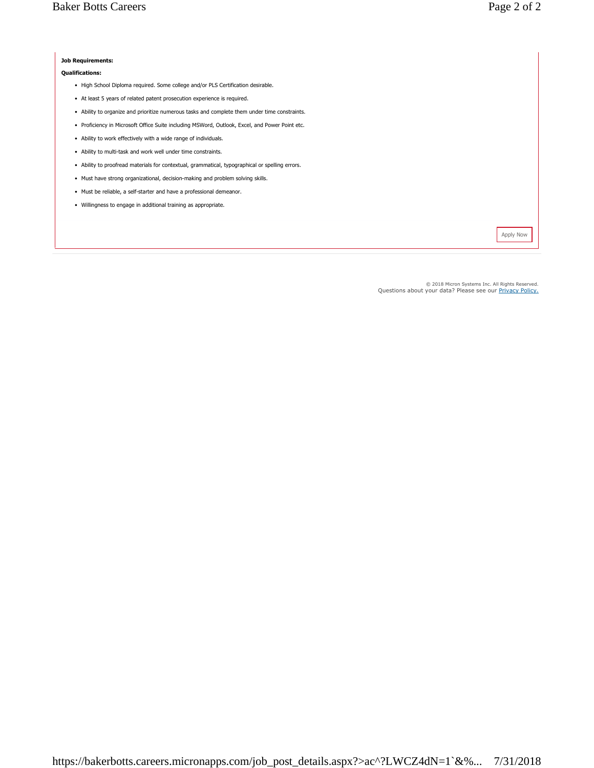**Job Requirements:**

**Qualifications:**

- High School Diploma required. Some college and/or PLS Certification desirable.
- At least 5 years of related patent prosecution experience is required.
- Ability to organize and prioritize numerous tasks and complete them under time constraints.
- Proficiency in Microsoft Office Suite including MSWord, Outlook, Excel, and Power Point etc.
- Ability to work effectively with a wide range of individuals.
- Ability to multi-task and work well under time constraints.
- Ability to proofread materials for contextual, grammatical, typographical or spelling errors.
- Must have strong organizational, decision-making and problem solving skills.
- Must be reliable, a self-starter and have a professional demeanor.
- Willingness to engage in additional training as appropriate.

Apply Now

© 2018 Micron Systems Inc. All Rights Reserved.
Questions about your data? Please see our Privacy Policy.